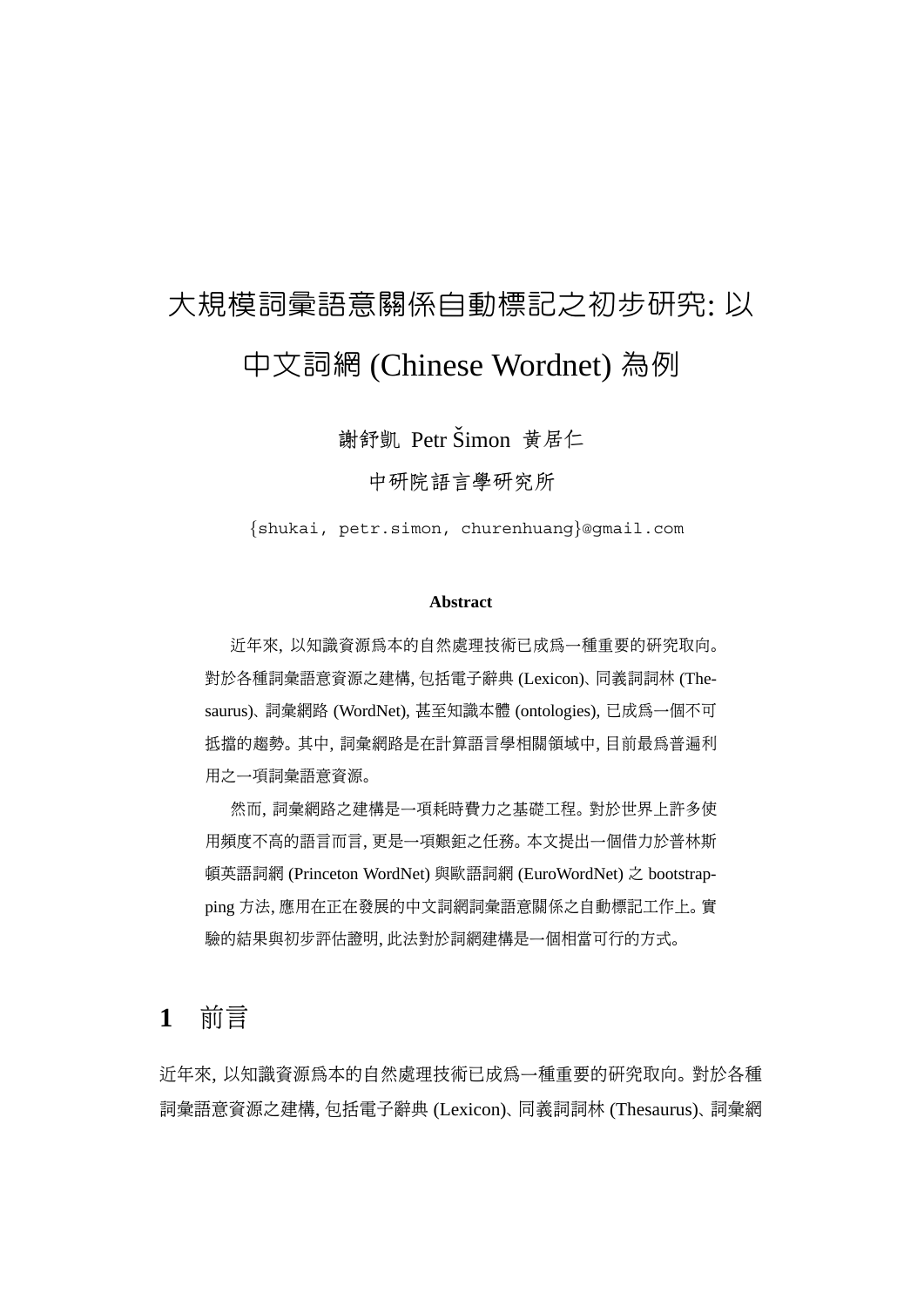# 大規模詞彙語意關係自動標記之初步研究: 以中文詞網 (Chinese Wordnet) 為例

謝舒凱 Petr Šimon 黃居仁

中研院語言學研究所

{shukai, petr.simon, churenhuang}@gmail.com

**Abstract**

近年來, 以知識資源爲本的自然處理技術已成爲一種重要的研究取向。對於各種詞彙語意資源之建構, 包括電子辭典 (Lexicon)、同義詞詞林 (Thesaurus)、詞彙網路 (WordNet), 甚至知識本體 (ontologies), 已成爲一個不可抵擋的趨勢。其中, 詞彙網路是在計算語言學相關領域中, 目前最爲普遍利用之一項詞彙語意資源。

然而, 詞彙網路之建構是一項耗時費力之基礎工程。對於世界上許多使用頻度不高的語言而言, 更是一項艱鉅之任務。本文提出一個借力於普林斯頓英語詞網 (Princeton WordNet) 與歐語詞網 (EuroWordNet) 之 bootstrapping 方法, 應用在正在發展的中文詞網詞彙語意關係之自動標記工作上。實驗的結果與初步評估證明, 此法對於詞網建構是一個相當可行的方式。

## 1 前言

近年來, 以知識資源爲本的自然處理技術已成爲一種重要的研究取向。對於各種詞彙語意資源之建構, 包括電子辭典 (Lexicon)、同義詞詞林 (Thesaurus)、詞彙網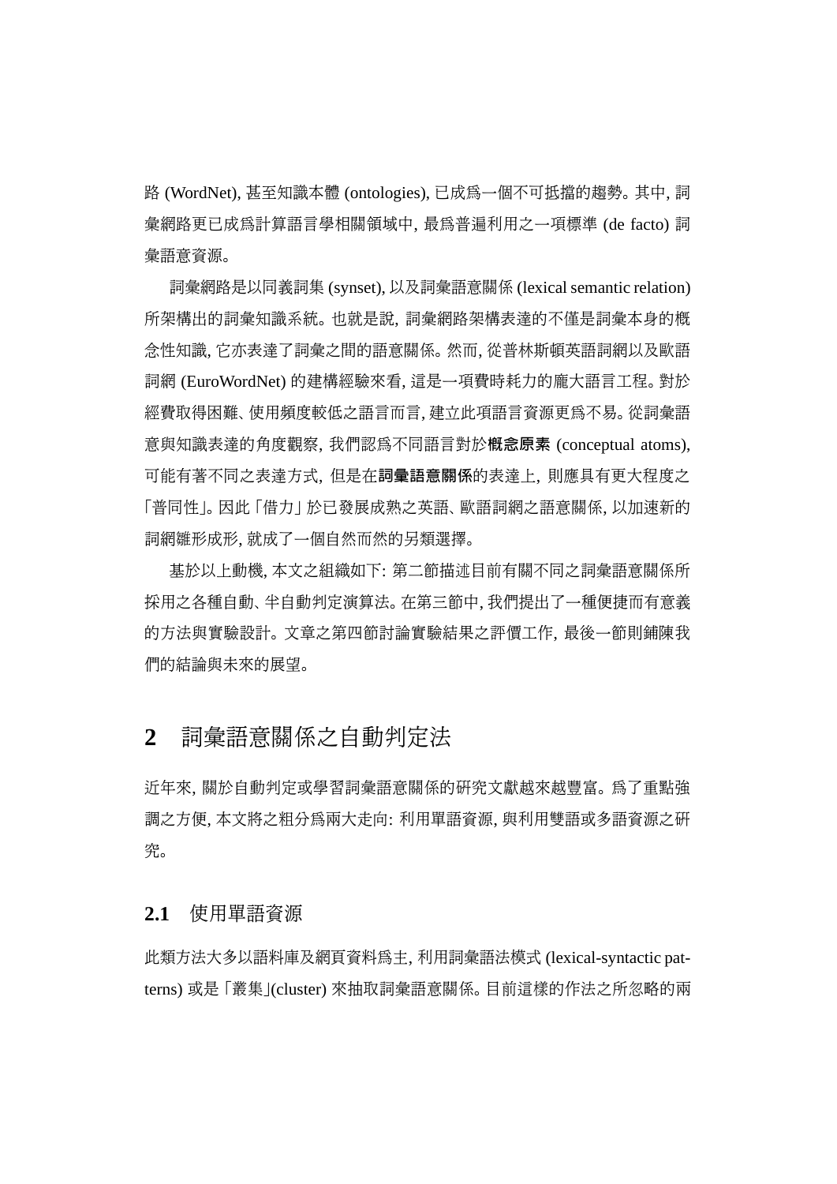路 (WordNet), 甚至知識本體 (ontologies), 已成爲一個不可抵擋的趨勢。其中, 詞彙網路更已成爲計算語言學相關領域中, 最爲普遍利用之一項標準 (de facto) 詞彙語意資源。

詞彙網路是以同義詞集 (synset), 以及詞彙語意關係 (lexical semantic relation) 所架構出的詞彙知識系統。也就是說, 詞彙網路架構表達的不僅是詞彙本身的概念性知識, 它亦表達了詞彙之間的語意關係。然而, 從普林斯頓英語詞網以及歐語詞網 (EuroWordNet) 的建構經驗來看, 這是一項費時耗力的龐大語言工程。對於經費取得困難、使用頻度較低之語言而言, 建立此項語言資源更爲不易。從詞彙語意與知識表達的角度觀察, 我們認爲不同語言對於**概念原素** (conceptual atoms), 可能有著不同之表達方式, 但是在**詞彙語意關係**的表達上, 則應具有更大程度之「普同性」。因此「借力」於已發展成熟之英語、歐語詞網之語意關係, 以加速新的詞網雛形成形, 就成了一個自然而然的另類選擇。

基於以上動機, 本文之組織如下: 第二節描述目前有關不同之詞彙語意關係所採用之各種自動、半自動判定演算法。在第三節中, 我們提出了一種便捷而有意義的方法與實驗設計。文章之第四節討論實驗結果之評價工作, 最後一節則鋪陳我們的結論與未來的展望。

## 2 詞彙語意關係之自動判定法

近年來, 關於自動判定或學習詞彙語意關係的研究文獻越來越豐富。爲了重點強調之方便, 本文將之粗分爲兩大走向: 利用單語資源, 與利用雙語或多語資源之研究。

### 2.1 使用單語資源

此類方法大多以語料庫及網頁資料爲主, 利用詞彙語法模式 (lexical-syntactic patterns) 或是「叢集」(cluster) 來抽取詞彙語意關係。目前這樣的作法之所忽略的兩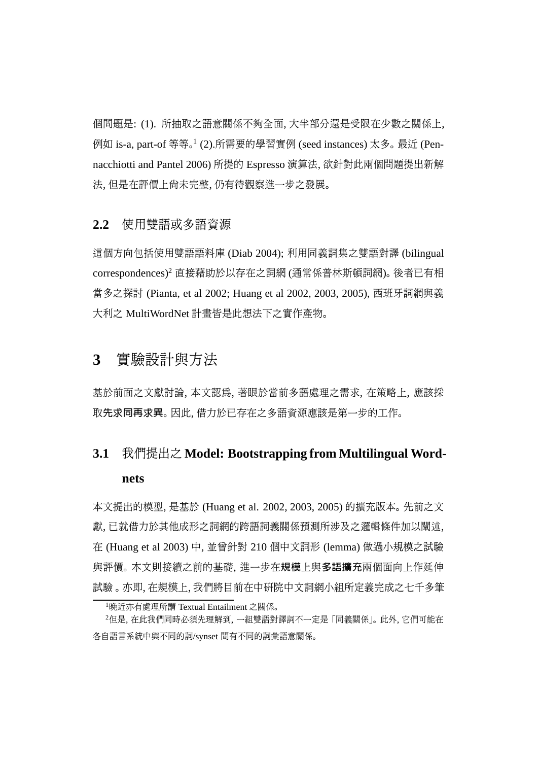個問題是: (1). 所抽取之語意關係不夠全面, 大半部分還是受限在少數之關係上, 例如 is-a, part-of 等等。[1] (2).所需要的學習實例 (seed instances) 太多。最近 (Pennacchiotti and Pantel 2006) 所提的 Espresso 演算法, 欲針對此兩個問題提出新解法, 但是在評價上尚未完整, 仍有待觀察進一步之發展。

### 2.2 使用雙語或多語資源

這個方向包括使用雙語語料庫 (Diab 2004); 利用同義詞集之雙語對譯 (bilingual correspondences)[2] 直接藉助於以存在之詞網 (通常係普林斯頓詞網)。後者已有相當多之探討 (Pianta, et al 2002; Huang et al 2002, 2003, 2005), 西班牙詞網與義大利之 MultiWordNet 計畫皆是此想法下之實作產物。

## 3 實驗設計與方法

基於前面之文獻討論, 本文認為, 著眼於當前多語處理之需求, 在策略上, 應該採取**先求同再求異**。因此, 借力於已存在之多語資源應該是第一步的工作。

### 3.1 我們提出之 Model: Bootstrapping from Multilingual Wordnets

本文提出的模型, 是基於 (Huang et al. 2002, 2003, 2005) 的擴充版本。先前之文獻, 已就借力於其他成形之詞網的跨語詞義關係預測所涉及之邏輯條件加以闡述, 在 (Huang et al 2003) 中, 並曾針對 210 個中文詞形 (lemma) 做過小規模之試驗與評價。本文則接續之前的基礎, 進一步在**規模**上與**多語擴充**兩個面向上作延伸試驗 。亦即, 在規模上, 我們將目前在中研院中文詞網小組所定義完成之七千多筆

[1]晚近亦有處理所謂 Textual Entailment 之關係。

[2]但是, 在此我們同時必須先理解到, 一組雙語對譯詞不一定是「同義關係」。此外, 它們可能在各自語言系統中與不同的詞/synset 間有不同的詞彙語意關係。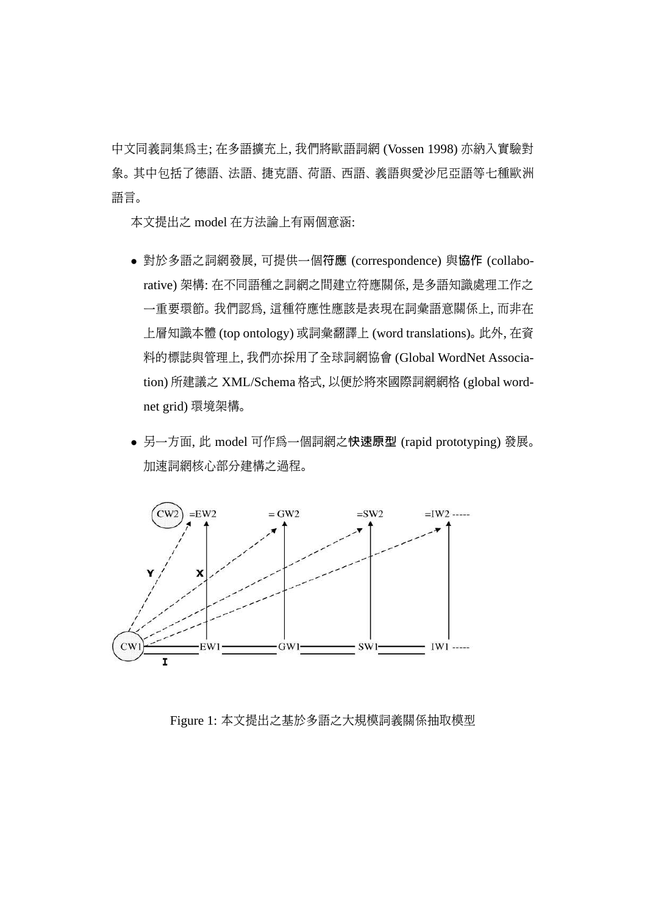中文同義詞集爲主; 在多語擴充上, 我們將歐語詞網 (Vossen 1998) 亦納入實驗對象。其中包括了德語、法語、捷克語、荷語、西語、義語與愛沙尼亞語等七種歐洲語言。

本文提出之 model 在方法論上有兩個意涵:

- 對於多語之詞網發展, 可提供一個**符應** (correspondence) 與**協作** (collaborative) 架構: 在不同語種之詞網之間建立符應關係, 是多語知識處理工作之一重要環節。我們認爲, 這種符應性應該是表現在詞彙語意關係上, 而非在上層知識本體 (top ontology) 或詞彙翻譯上 (word translations)。此外, 在資料的標誌與管理上, 我們亦採用了全球詞網協會 (Global WordNet Association) 所建議之 XML/Schema 格式, 以便於將來國際詞網網格 (global wordnet grid) 環境架構。
- 另一方面, 此 model 可作爲一個詞網之**快速原型** (rapid prototyping) 發展。加速詞網核心部分建構之過程。

Figure 1: 本文提出之基於多語之大規模詞義關係抽取模型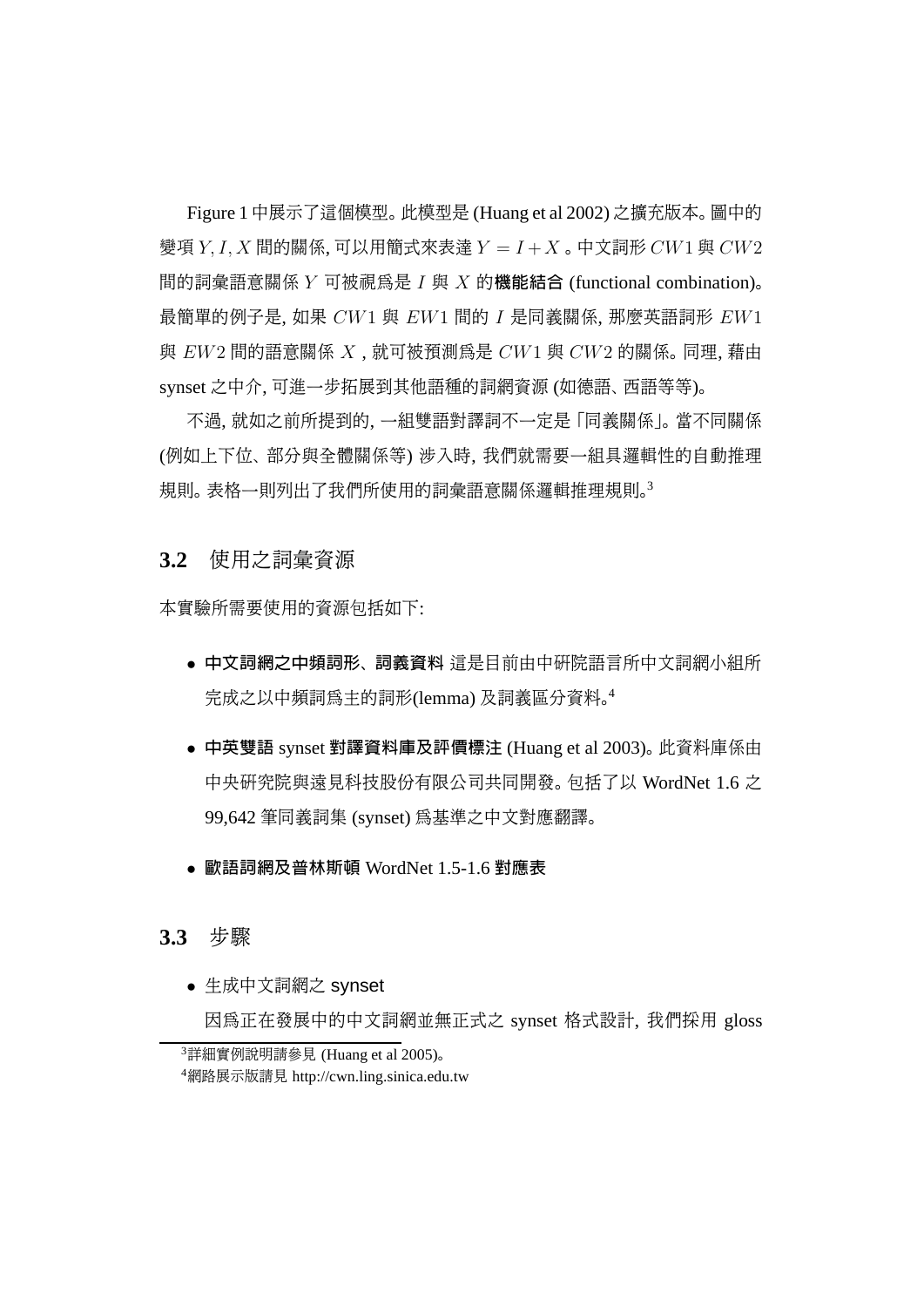Figure 1 中展示了這個模型。此模型是 (Huang et al 2002) 之擴充版本。圖中的變項 $Y, I, X$ 間的關係, 可以用簡式來表達 $Y = I + X$ 。中文詞形 $CW1$ 與 $CW2$ 間的詞彙語意關係 $Y$ 可被視爲是 $I$ 與 $X$ 的**機能結合** (functional combination)。最簡單的例子是, 如果 $CW1$ 與 $EW1$ 間的 $I$ 是同義關係, 那麼英語詞形 $EW1$ 與 $EW2$ 間的語意關係 $X$ , 就可被預測爲是 $CW1$ 與 $CW2$ 的關係。同理, 藉由 synset 之中介, 可進一步拓展到其他語種的詞網資源 (如德語、西語等等)。

不過, 就如之前所提到的, 一組雙語對譯詞不一定是「同義關係」。當不同關係 (例如上下位、部分與全體關係等) 涉入時, 我們就需要一組具邏輯性的自動推理規則。表格一則列出了我們所使用的詞彙語意關係邏輯推理規則。[3]

## 3.2 使用之詞彙資源

本實驗所需要使用的資源包括如下:

- **中文詞網之中頻詞形、詞義資料** 這是目前由中研院語言所中文詞網小組所完成之以中頻詞爲主的詞形(lemma) 及詞義區分資料。[4]

- **中英雙語 synset 對譯資料庫及評價標注** (Huang et al 2003)。此資料庫係由中央研究院與遠見科技股份有限公司共同開發。包括了以 WordNet 1.6 之 99,642 筆同義詞集 (synset) 爲基準之中文對應翻譯。

- **歐語詞網及普林斯頓 WordNet 1.5-1.6 對應表**

## 3.3 步驟

- 生成中文詞網之 synset

  因爲正在發展中的中文詞網並無正式之 synset 格式設計, 我們採用 gloss

---

[3] 詳細實例說明請參見 (Huang et al 2005)。

[4] 網路展示版請見 http://cwn.ling.sinica.edu.tw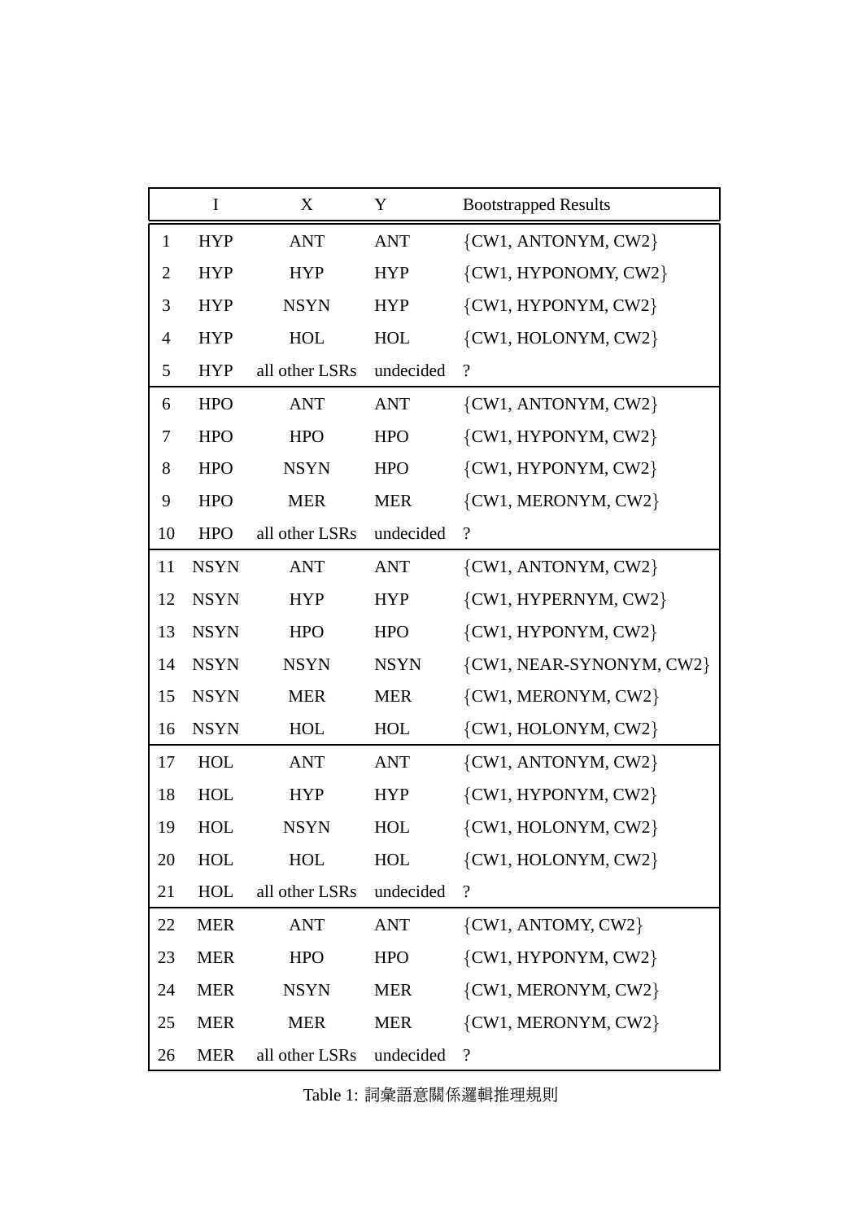| | I | X | Y | Bootstrapped Results |
|---|---|---|---|---|
| 1 | HYP | ANT | ANT | {CW1, ANTONYM, CW2} |
| 2 | HYP | HYP | HYP | {CW1, HYPONOMY, CW2} |
| 3 | HYP | NSYN | HYP | {CW1, HYPONYM, CW2} |
| 4 | HYP | HOL | HOL | {CW1, HOLONYM, CW2} |
| 5 | HYP | all other LSRs | undecided | ? |
| 6 | HPO | ANT | ANT | {CW1, ANTONYM, CW2} |
| 7 | HPO | HPO | HPO | {CW1, HYPONYM, CW2} |
| 8 | HPO | NSYN | HPO | {CW1, HYPONYM, CW2} |
| 9 | HPO | MER | MER | {CW1, MERONYM, CW2} |
| 10 | HPO | all other LSRs | undecided | ? |
| 11 | NSYN | ANT | ANT | {CW1, ANTONYM, CW2} |
| 12 | NSYN | HYP | HYP | {CW1, HYPERNYM, CW2} |
| 13 | NSYN | HPO | HPO | {CW1, HYPONYM, CW2} |
| 14 | NSYN | NSYN | NSYN | {CW1, NEAR-SYNONYM, CW2} |
| 15 | NSYN | MER | MER | {CW1, MERONYM, CW2} |
| 16 | NSYN | HOL | HOL | {CW1, HOLONYM, CW2} |
| 17 | HOL | ANT | ANT | {CW1, ANTONYM, CW2} |
| 18 | HOL | HYP | HYP | {CW1, HYPONYM, CW2} |
| 19 | HOL | NSYN | HOL | {CW1, HOLONYM, CW2} |
| 20 | HOL | HOL | HOL | {CW1, HOLONYM, CW2} |
| 21 | HOL | all other LSRs | undecided | ? |
| 22 | MER | ANT | ANT | {CW1, ANTOMY, CW2} |
| 23 | MER | HPO | HPO | {CW1, HYPONYM, CW2} |
| 24 | MER | NSYN | MER | {CW1, MERONYM, CW2} |
| 25 | MER | MER | MER | {CW1, MERONYM, CW2} |
| 26 | MER | all other LSRs | undecided | ? |

Table 1: 詞彙語意關係邏輯推理規則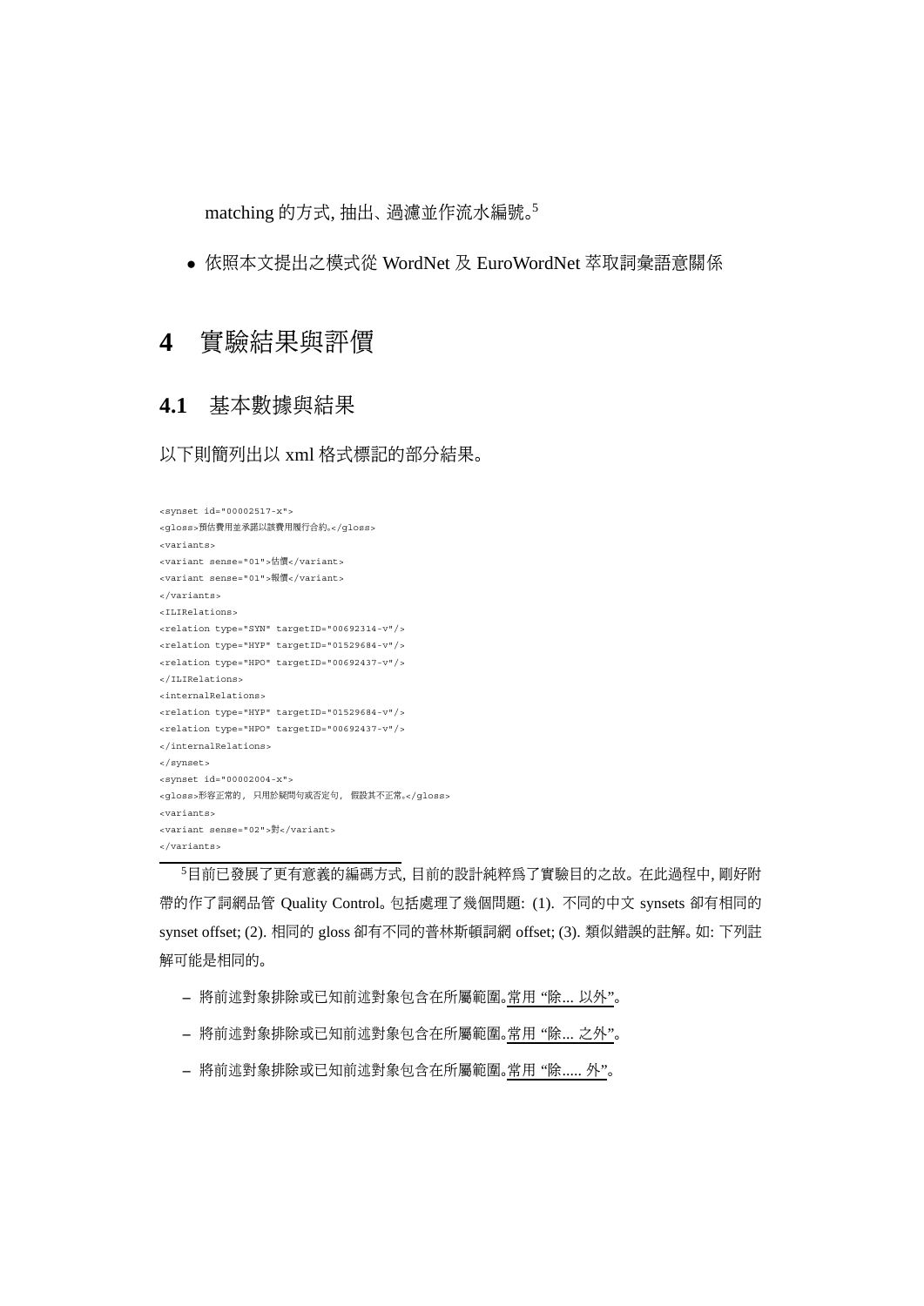matching 的方式, 抽出、過濾並作流水編號。[5]

- 依照本文提出之模式從 WordNet 及 EuroWordNet 萃取詞彙語意關係

# 4 實驗結果與評價

## 4.1 基本數據與結果

以下則簡列出以 xml 格式標記的部分結果。

```
<synset id="00002517-x">
<gloss>預估費用並承諾以該費用履行合約。</gloss>
<variants>
<variant sense="01">估價</variant>
<variant sense="01">報價</variant>
</variants>
<ILIRelations>
<relation type="SYN" targetID="00692314-v"/>
<relation type="HYP" targetID="01529684-v"/>
<relation type="HPO" targetID="00692437-v"/>
</ILIRelations>
<internalRelations>
<relation type="HYP" targetID="01529684-v"/>
<relation type="HPO" targetID="00692437-v"/>
</internalRelations>
</synset>
<synset id="00002004-x">
<gloss>形容正常的， 只用於疑問句或否定句， 假設其不正常。</gloss>
<variants>
<variant sense="02">對</variant>
</variants>
```

[5]目前已發展了更有意義的編碼方式, 目前的設計純粹爲了實驗目的之故。在此過程中, 剛好附帶的作了詞網品管 Quality Control。包括處理了幾個問題: (1). 不同的中文 synsets 卻有相同的 synset offset; (2). 相同的 gloss 卻有不同的普林斯頓詞網 offset; (3). 類似錯誤的註解。如: 下列註解可能是相同的。

- 將前述對象排除或已知前述對象包含在所屬範圍。常用 “除... 以外”。
- 將前述對象排除或已知前述對象包含在所屬範圍。常用 “除... 之外”。
- 將前述對象排除或已知前述對象包含在所屬範圍。常用 “除..... 外”。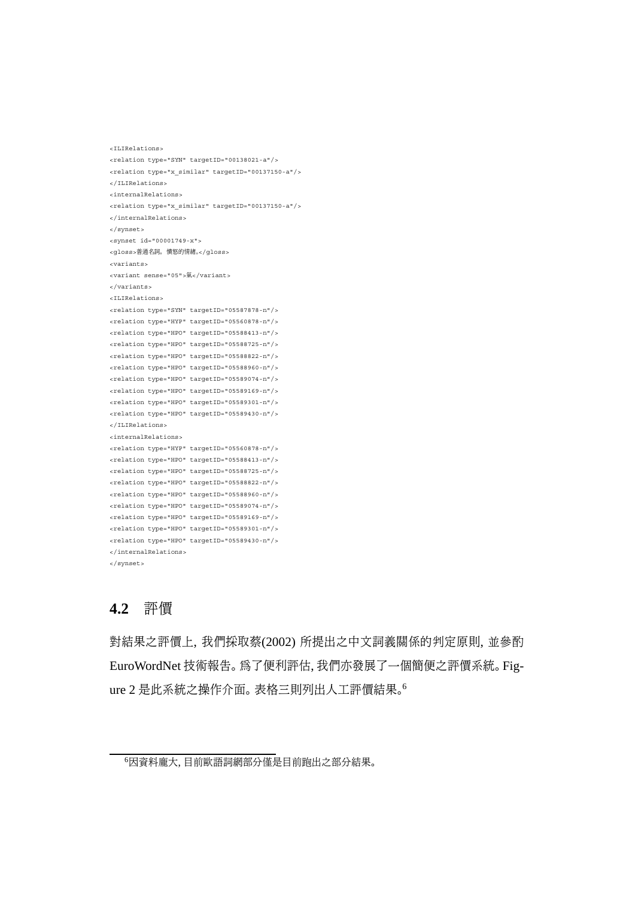```
<ILIRelations>
<relation type="SYN" targetID="00138021-a"/>
<relation type="x_similar" targetID="00137150-a"/>
</ILIRelations>
<internalRelations>
<relation type="x_similar" targetID="00137150-a"/>
</internalRelations>
</synset>
<synset id="00001749-x">
<gloss>普通名詞。憤怒的情緒。</gloss>
<variants>
<variant sense="05">氣</variant>
</variants>
<ILIRelations>
<relation type="SYN" targetID="05587878-n"/>
<relation type="HYP" targetID="05560878-n"/>
<relation type="HPO" targetID="05588413-n"/>
<relation type="HPO" targetID="05588725-n"/>
<relation type="HPO" targetID="05588822-n"/>
<relation type="HPO" targetID="05588960-n"/>
<relation type="HPO" targetID="05589074-n"/>
<relation type="HPO" targetID="05589169-n"/>
<relation type="HPO" targetID="05589301-n"/>
<relation type="HPO" targetID="05589430-n"/>
</ILIRelations>
<internalRelations>
<relation type="HYP" targetID="05560878-n"/>
<relation type="HPO" targetID="05588413-n"/>
<relation type="HPO" targetID="05588725-n"/>
<relation type="HPO" targetID="05588822-n"/>
<relation type="HPO" targetID="05588960-n"/>
<relation type="HPO" targetID="05589074-n"/>
<relation type="HPO" targetID="05589169-n"/>
<relation type="HPO" targetID="05589301-n"/>
<relation type="HPO" targetID="05589430-n"/>
</internalRelations>
</synset>
```

## 4.2 評價

對結果之評價上, 我們採取蔡(2002) 所提出之中文詞義關係的判定原則, 並參酌 EuroWordNet 技術報告。爲了便利評估, 我們亦發展了一個簡便之評價系統。Figure 2 是此系統之操作介面。表格三則列出人工評價結果。[6]

[6]因資料龐大, 目前歐語詞網部分僅是目前跑出之部分結果。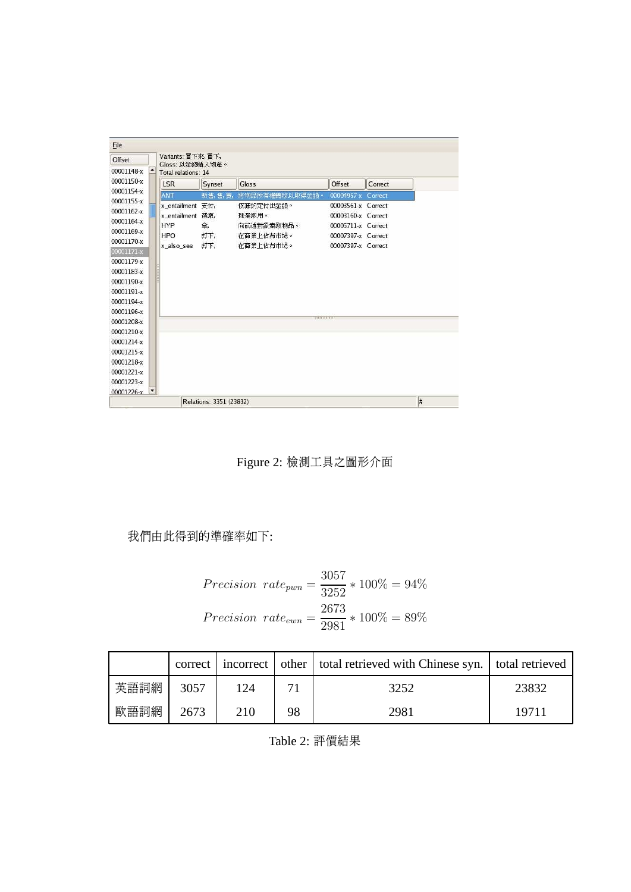Figure 2: 檢測工具之圖形介面

我們由此得到的準確率如下:

$$Precision\ rate_{pwn} = \frac{3057}{3252} * 100\% = 94\%$$

$$Precision\ rate_{ewn} = \frac{2673}{2981} * 100\% = 89\%$$

| | correct | incorrect | other | total retrieved with Chinese syn. | total retrieved |
|---|---|---|---|---|---|
| 英語詞網 | 3057 | 124 | 71 | 3252 | 23832 |
| 歐語詞網 | 2673 | 210 | 98 | 2981 | 19711 |

Table 2: 評價結果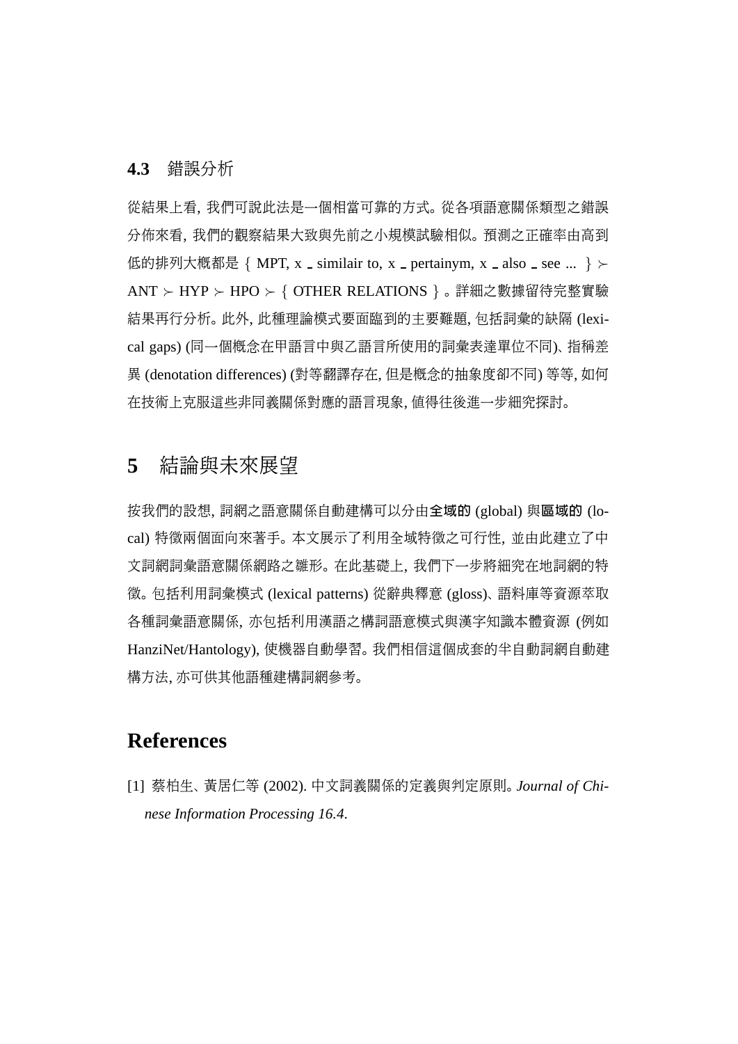### 4.3 錯誤分析

從結果上看, 我們可說此法是一個相當可靠的方式。從各項語意關係類型之錯誤分佈來看, 我們的觀察結果大致與先前之小規模試驗相似。預測之正確率由高到低的排列大概都是 $\{$ MPT, x_similair to, x_pertainym, x_also_see ... $\} \succ$ ANT $\succ$ HYP $\succ$ HPO $\succ$ $\{$ OTHER RELATIONS $\}$。詳細之數據留待完整實驗結果再行分析。此外, 此種理論模式要面臨到的主要難題, 包括詞彙的缺隔 (lexical gaps) (同一個概念在甲語言中與乙語言所使用的詞彙表達單位不同)、指稱差異 (denotation differences) (對等翻譯存在, 但是概念的抽象度卻不同) 等等, 如何在技術上克服這些非同義關係對應的語言現象, 值得往後進一步細究探討。

## 5 結論與未來展望

按我們的設想, 詞網之語意關係自動建構可以分由**全域的** (global) 與**區域的** (local) 特徵兩個面向來著手。本文展示了利用全域特徵之可行性, 並由此建立了中文詞網詞彙語意關係網路之雛形。在此基礎上, 我們下一步將細究在地詞網的特徵。包括利用詞彙模式 (lexical patterns) 從辭典釋意 (gloss)、語料庫等資源萃取各種詞彙語意關係, 亦包括利用漢語之構詞語意模式與漢字知識本體資源 (例如 HanziNet/Hantology), 使機器自動學習。我們相信這個成套的半自動詞網自動建構方法, 亦可供其他語種建構詞網參考。

## References

[1] 蔡柏生、黃居仁等 (2002). 中文詞義關係的定義與判定原則。*Journal of Chinese Information Processing 16.4.*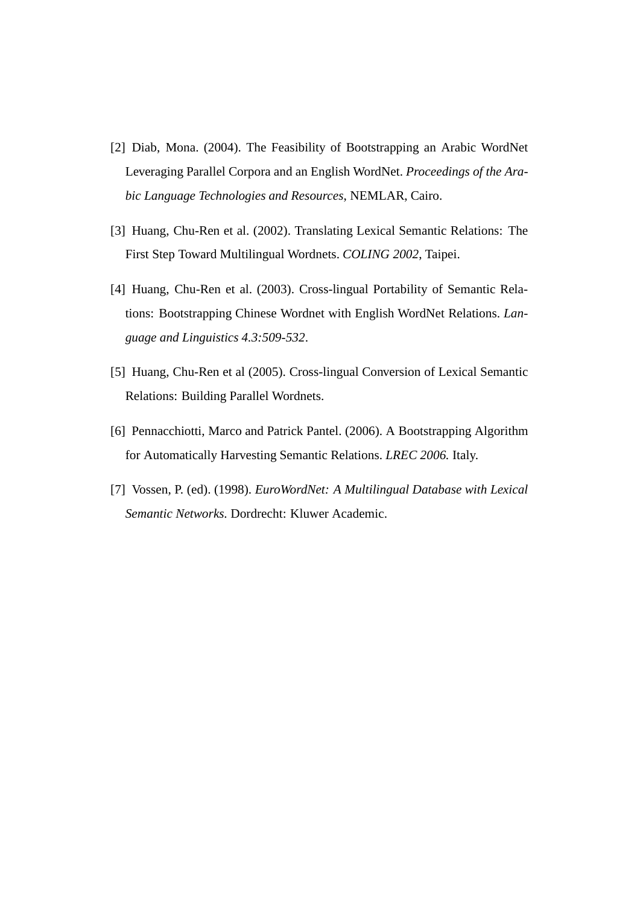[2] Diab, Mona. (2004). The Feasibility of Bootstrapping an Arabic WordNet Leveraging Parallel Corpora and an English WordNet. *Proceedings of the Arabic Language Technologies and Resources*, NEMLAR, Cairo.

[3] Huang, Chu-Ren et al. (2002). Translating Lexical Semantic Relations: The First Step Toward Multilingual Wordnets. *COLING 2002*, Taipei.

[4] Huang, Chu-Ren et al. (2003). Cross-lingual Portability of Semantic Relations: Bootstrapping Chinese Wordnet with English WordNet Relations. *Language and Linguistics 4.3:509-532*.

[5] Huang, Chu-Ren et al (2005). Cross-lingual Conversion of Lexical Semantic Relations: Building Parallel Wordnets.

[6] Pennacchiotti, Marco and Patrick Pantel. (2006). A Bootstrapping Algorithm for Automatically Harvesting Semantic Relations. *LREC 2006.* Italy.

[7] Vossen, P. (ed). (1998). *EuroWordNet: A Multilingual Database with Lexical Semantic Networks*. Dordrecht: Kluwer Academic.